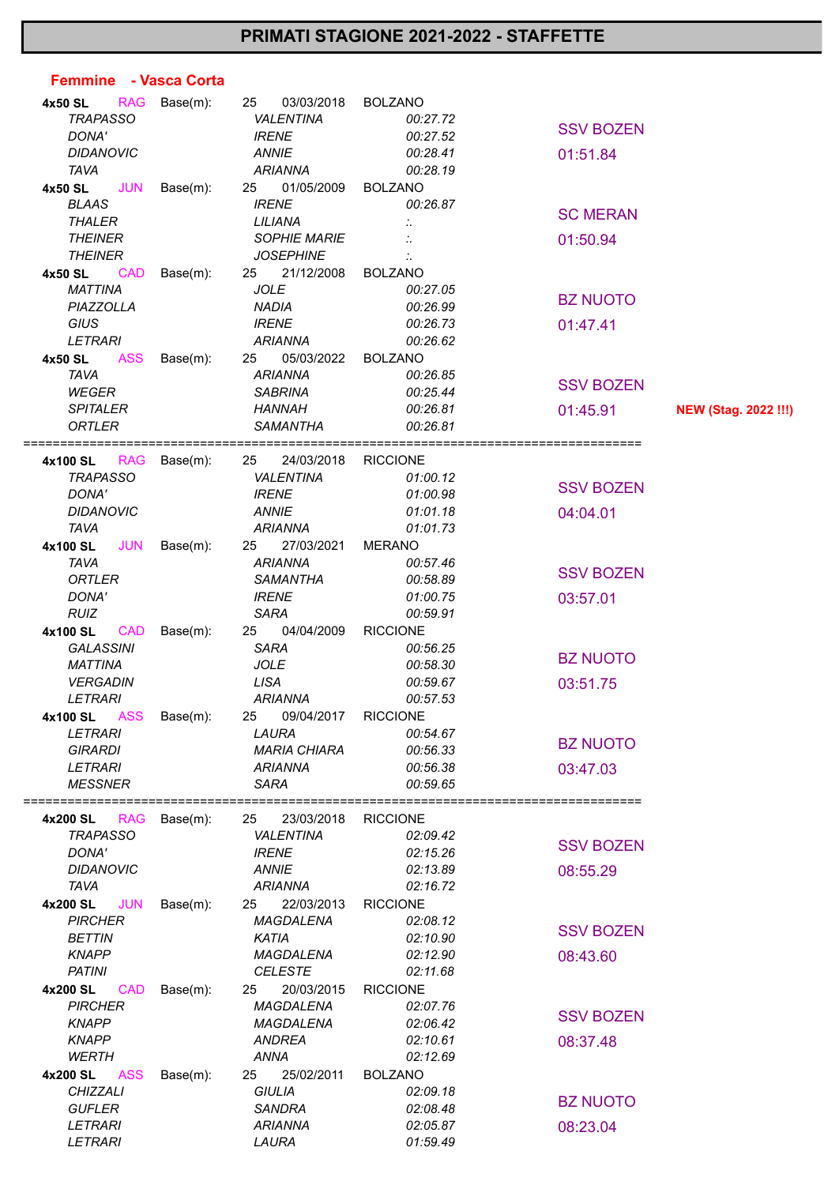# PRIMATI STAGIONE 2021-2022 - STAFFETTE

## Femmine - Vasca Corta

**4x50 SL** RAG Base(m): 25 03/03/2018 BOLZANO

| | | | |
|---|---|---|---|
| *TRAPASSO* | *VALENTINA* | *00:27.72* | SSV BOZEN |
| *DONA'* | *IRENE* | *00:27.52* | 01:51.84 |
| *DIDANOVIC* | *ANNIE* | *00:28.41* | |
| *TAVA* | *ARIANNA* | *00:28.19* | |

**4x50 SL** JUN Base(m): 25 01/05/2009 BOLZANO

| | | | |
|---|---|---|---|
| *BLAAS* | *IRENE* | *00:26.87* | SC MERAN |
| *THALER* | *LILIANA* | *:.* | 01:50.94 |
| *THEINER* | *SOPHIE MARIE* | *:.* | |
| *THEINER* | *JOSEPHINE* | *:.* | |

**4x50 SL** CAD Base(m): 25 21/12/2008 BOLZANO

| | | | |
|---|---|---|---|
| *MATTINA* | *JOLE* | *00:27.05* | BZ NUOTO |
| *PIAZZOLLA* | *NADIA* | *00:26.99* | 01:47.41 |
| *GIUS* | *IRENE* | *00:26.73* | |
| *LETRARI* | *ARIANNA* | *00:26.62* | |

**4x50 SL** ASS Base(m): 25 05/03/2022 BOLZANO

| | | | | |
|---|---|---|---|---|
| *TAVA* | *ARIANNA* | *00:26.85* | SSV BOZEN | |
| *WEGER* | *SABRINA* | *00:25.44* | 01:45.91 | **NEW (Stag. 2022 !!!)** |
| *SPITALER* | *HANNAH* | *00:26.81* | | |
| *ORTLER* | *SAMANTHA* | *00:26.81* | | |

================================================================================

**4x100 SL** RAG Base(m): 25 24/03/2018 RICCIONE

| | | | |
|---|---|---|---|
| *TRAPASSO* | *VALENTINA* | *01:00.12* | SSV BOZEN |
| *DONA'* | *IRENE* | *01:00.98* | 04:04.01 |
| *DIDANOVIC* | *ANNIE* | *01:01.18* | |
| *TAVA* | *ARIANNA* | *01:01.73* | |

**4x100 SL** JUN Base(m): 25 27/03/2021 MERANO

| | | | |
|---|---|---|---|
| *TAVA* | *ARIANNA* | *00:57.46* | SSV BOZEN |
| *ORTLER* | *SAMANTHA* | *00:58.89* | 03:57.01 |
| *DONA'* | *IRENE* | *01:00.75* | |
| *RUIZ* | *SARA* | *00:59.91* | |

**4x100 SL** CAD Base(m): 25 04/04/2009 RICCIONE

| | | | |
|---|---|---|---|
| *GALASSINI* | *SARA* | *00:56.25* | BZ NUOTO |
| *MATTINA* | *JOLE* | *00:58.30* | 03:51.75 |
| *VERGADIN* | *LISA* | *00:59.67* | |
| *LETRARI* | *ARIANNA* | *00:57.53* | |

**4x100 SL** ASS Base(m): 25 09/04/2017 RICCIONE

| | | | |
|---|---|---|---|
| *LETRARI* | *LAURA* | *00:54.67* | BZ NUOTO |
| *GIRARDI* | *MARIA CHIARA* | *00:56.33* | 03:47.03 |
| *LETRARI* | *ARIANNA* | *00:56.38* | |
| *MESSNER* | *SARA* | *00:59.65* | |

================================================================================

**4x200 SL** RAG Base(m): 25 23/03/2018 RICCIONE

| | | | |
|---|---|---|---|
| *TRAPASSO* | *VALENTINA* | *02:09.42* | SSV BOZEN |
| *DONA'* | *IRENE* | *02:15.26* | 08:55.29 |
| *DIDANOVIC* | *ANNIE* | *02:13.89* | |
| *TAVA* | *ARIANNA* | *02:16.72* | |

**4x200 SL** JUN Base(m): 25 22/03/2013 RICCIONE

| | | | |
|---|---|---|---|
| *PIRCHER* | *MAGDALENA* | *02:08.12* | SSV BOZEN |
| *BETTIN* | *KATIA* | *02:10.90* | 08:43.60 |
| *KNAPP* | *MAGDALENA* | *02:12.90* | |
| *PATINI* | *CELESTE* | *02:11.68* | |

**4x200 SL** CAD Base(m): 25 20/03/2015 RICCIONE

| | | | |
|---|---|---|---|
| *PIRCHER* | *MAGDALENA* | *02:07.76* | SSV BOZEN |
| *KNAPP* | *MAGDALENA* | *02:06.42* | 08:37.48 |
| *KNAPP* | *ANDREA* | *02:10.61* | |
| *WERTH* | *ANNA* | *02:12.69* | |

**4x200 SL** ASS Base(m): 25 25/02/2011 BOLZANO

| | | | |
|---|---|---|---|
| *CHIZZALI* | *GIULIA* | *02:09.18* | BZ NUOTO |
| *GUFLER* | *SANDRA* | *02:08.48* | 08:23.04 |
| *LETRARI* | *ARIANNA* | *02:05.87* | |
| *LETRARI* | *LAURA* | *01:59.49* | |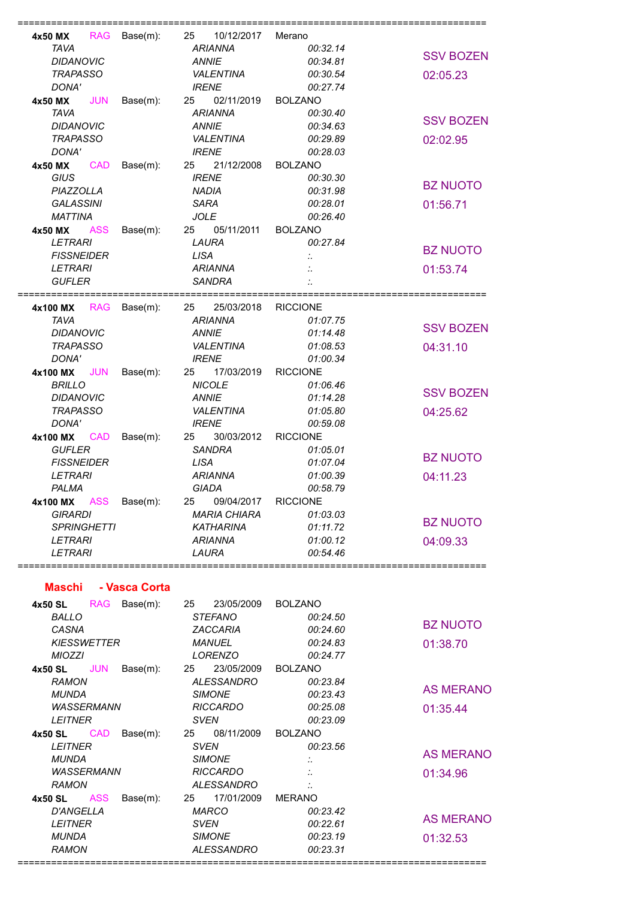| Event | Cat. | Base(m): | | Date | Place | | |
|---|---|---|---|---|---|---|---|
| **4x50 MX** | RAG | Base(m): | 25 | 10/12/2017 | Merano | | |
| | TAVA | | ARIANNA | | 00:32.14 | SSV BOZEN | |
| | DIDANOVIC | | ANNIE | | 00:34.81 | | |
| | TRAPASSO | | VALENTINA | | 00:30.54 | 02:05.23 | |
| | DONA' | | IRENE | | 00:27.74 | | |
| **4x50 MX** | JUN | Base(m): | 25 | 02/11/2019 | BOLZANO | | |
| | TAVA | | ARIANNA | | 00:30.40 | SSV BOZEN | |
| | DIDANOVIC | | ANNIE | | 00:34.63 | | |
| | TRAPASSO | | VALENTINA | | 00:29.89 | 02:02.95 | |
| | DONA' | | IRENE | | 00:28.03 | | |
| **4x50 MX** | CAD | Base(m): | 25 | 21/12/2008 | BOLZANO | | |
| | GIUS | | IRENE | | 00:30.30 | BZ NUOTO | |
| | PIAZZOLLA | | NADIA | | 00:31.98 | | |
| | GALASSINI | | SARA | | 00:28.01 | 01:56.71 | |
| | MATTINA | | JOLE | | 00:26.40 | | |
| **4x50 MX** | ASS | Base(m): | 25 | 05/11/2011 | BOLZANO | | |
| | LETRARI | | LAURA | | 00:27.84 | BZ NUOTO | |
| | FISSNEIDER | | LISA | | :. | | |
| | LETRARI | | ARIANNA | | :. | 01:53.74 | |
| | GUFLER | | SANDRA | | :. | | |

| Event | Cat. | Base(m): | | Date | Place | | |
|---|---|---|---|---|---|---|---|
| **4x100 MX** | RAG | Base(m): | 25 | 25/03/2018 | RICCIONE | | |
| | TAVA | | ARIANNA | | 01:07.75 | SSV BOZEN | |
| | DIDANOVIC | | ANNIE | | 01:14.48 | | |
| | TRAPASSO | | VALENTINA | | 01:08.53 | 04:31.10 | |
| | DONA' | | IRENE | | 01:00.34 | | |
| **4x100 MX** | JUN | Base(m): | 25 | 17/03/2019 | RICCIONE | | |
| | BRILLO | | NICOLE | | 01:06.46 | SSV BOZEN | |
| | DIDANOVIC | | ANNIE | | 01:14.28 | | |
| | TRAPASSO | | VALENTINA | | 01:05.80 | 04:25.62 | |
| | DONA' | | IRENE | | 00:59.08 | | |
| **4x100 MX** | CAD | Base(m): | 25 | 30/03/2012 | RICCIONE | | |
| | GUFLER | | SANDRA | | 01:05.01 | BZ NUOTO | |
| | FISSNEIDER | | LISA | | 01:07.04 | | |
| | LETRARI | | ARIANNA | | 01:00.39 | 04:11.23 | |
| | PALMA | | GIADA | | 00:58.79 | | |
| **4x100 MX** | ASS | Base(m): | 25 | 09/04/2017 | RICCIONE | | |
| | GIRARDI | | MARIA CHIARA | | 01:03.03 | BZ NUOTO | |
| | SPRINGHETTI | | KATHARINA | | 01:11.72 | | |
| | LETRARI | | ARIANNA | | 01:00.12 | 04:09.33 | |
| | LETRARI | | LAURA | | 00:54.46 | | |

## Maschi - Vasca Corta

| Event | Cat. | Base(m): | | Date | Place | | |
|---|---|---|---|---|---|---|---|
| **4x50 SL** | RAG | Base(m): | 25 | 23/05/2009 | BOLZANO | | |
| | BALLO | | STEFANO | | 00:24.50 | BZ NUOTO | |
| | CASNA | | ZACCARIA | | 00:24.60 | | |
| | KIESSWETTER | | MANUEL | | 00:24.83 | 01:38.70 | |
| | MIOZZI | | LORENZO | | 00:24.77 | | |
| **4x50 SL** | JUN | Base(m): | 25 | 23/05/2009 | BOLZANO | | |
| | RAMON | | ALESSANDRO | | 00:23.84 | AS MERANO | |
| | MUNDA | | SIMONE | | 00:23.43 | | |
| | WASSERMANN | | RICCARDO | | 00:25.08 | 01:35.44 | |
| | LEITNER | | SVEN | | 00:23.09 | | |
| **4x50 SL** | CAD | Base(m): | 25 | 08/11/2009 | BOLZANO | | |
| | LEITNER | | SVEN | | 00:23.56 | AS MERANO | |
| | MUNDA | | SIMONE | | :. | | |
| | WASSERMANN | | RICCARDO | | :. | 01:34.96 | |
| | RAMON | | ALESSANDRO | | :. | | |
| **4x50 SL** | ASS | Base(m): | 25 | 17/01/2009 | MERANO | | |
| | D'ANGELLA | | MARCO | | 00:23.42 | AS MERANO | |
| | LEITNER | | SVEN | | 00:22.61 | | |
| | MUNDA | | SIMONE | | 00:23.19 | 01:32.53 | |
| | RAMON | | ALESSANDRO | | 00:23.31 | | |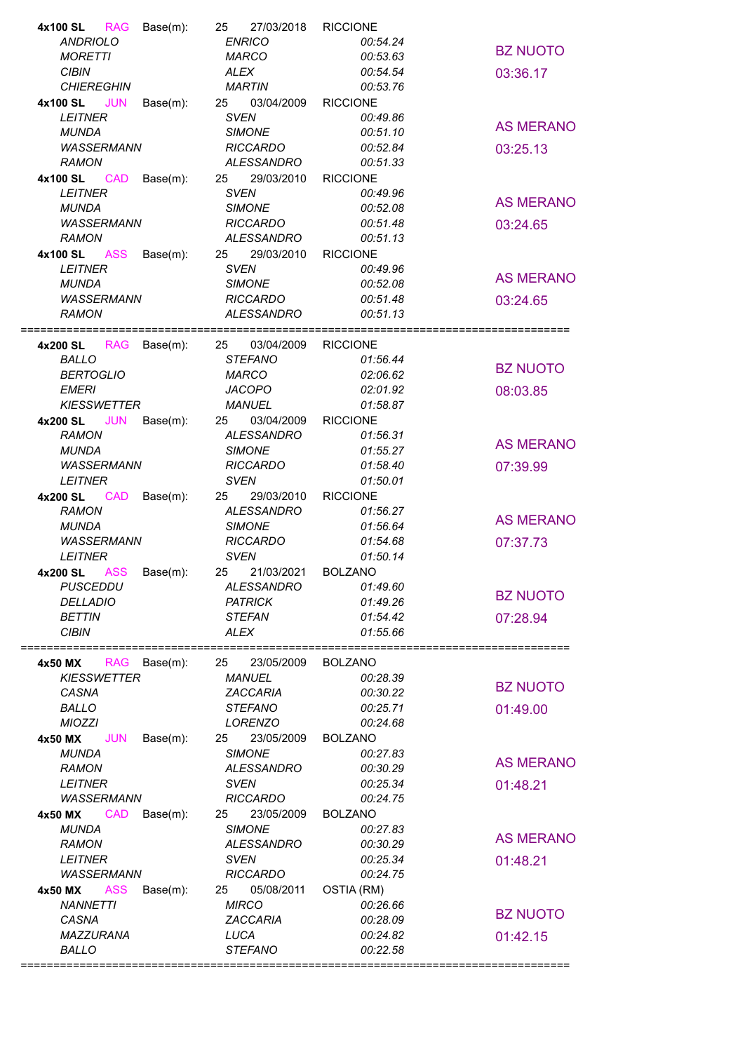| Event | Category | Base(m): | | Date | Place | Time | Team |
|---|---|---|---|---|---|---|---|
| **4x100 SL** | RAG | Base(m): | 25 | 27/03/2018 | RICCIONE | | BZ NUOTO |
| | | *ANDRIOLO* | *ENRICO* | | | *00:54.24* | 03:36.17 |
| | | *MORETTI* | *MARCO* | | | *00:53.63* | |
| | | *CIBIN* | *ALEX* | | | *00:54.54* | |
| | | *CHIEREGHIN* | *MARTIN* | | | *00:53.76* | |
| **4x100 SL** | JUN | Base(m): | 25 | 03/04/2009 | RICCIONE | | AS MERANO |
| | | *LEITNER* | *SVEN* | | | *00:49.86* | 03:25.13 |
| | | *MUNDA* | *SIMONE* | | | *00:51.10* | |
| | | *WASSERMANN* | *RICCARDO* | | | *00:52.84* | |
| | | *RAMON* | *ALESSANDRO* | | | *00:51.33* | |
| **4x100 SL** | CAD | Base(m): | 25 | 29/03/2010 | RICCIONE | | AS MERANO |
| | | *LEITNER* | *SVEN* | | | *00:49.96* | 03:24.65 |
| | | *MUNDA* | *SIMONE* | | | *00:52.08* | |
| | | *WASSERMANN* | *RICCARDO* | | | *00:51.48* | |
| | | *RAMON* | *ALESSANDRO* | | | *00:51.13* | |
| **4x100 SL** | ASS | Base(m): | 25 | 29/03/2010 | RICCIONE | | AS MERANO |
| | | *LEITNER* | *SVEN* | | | *00:49.96* | 03:24.65 |
| | | *MUNDA* | *SIMONE* | | | *00:52.08* | |
| | | *WASSERMANN* | *RICCARDO* | | | *00:51.48* | |
| | | *RAMON* | *ALESSANDRO* | | | *00:51.13* | |

| Event | Category | Base(m): | | Date | Place | Time | Team |
|---|---|---|---|---|---|---|---|
| **4x200 SL** | RAG | Base(m): | 25 | 03/04/2009 | RICCIONE | | BZ NUOTO |
| | | *BALLO* | *STEFANO* | | | *01:56.44* | 08:03.85 |
| | | *BERTOGLIO* | *MARCO* | | | *02:06.62* | |
| | | *EMERI* | *JACOPO* | | | *02:01.92* | |
| | | *KIESSWETTER* | *MANUEL* | | | *01:58.87* | |
| **4x200 SL** | JUN | Base(m): | 25 | 03/04/2009 | RICCIONE | | AS MERANO |
| | | *RAMON* | *ALESSANDRO* | | | *01:56.31* | 07:39.99 |
| | | *MUNDA* | *SIMONE* | | | *01:55.27* | |
| | | *WASSERMANN* | *RICCARDO* | | | *01:58.40* | |
| | | *LEITNER* | *SVEN* | | | *01:50.01* | |
| **4x200 SL** | CAD | Base(m): | 25 | 29/03/2010 | RICCIONE | | AS MERANO |
| | | *RAMON* | *ALESSANDRO* | | | *01:56.27* | 07:37.73 |
| | | *MUNDA* | *SIMONE* | | | *01:56.64* | |
| | | *WASSERMANN* | *RICCARDO* | | | *01:54.68* | |
| | | *LEITNER* | *SVEN* | | | *01:50.14* | |
| **4x200 SL** | ASS | Base(m): | 25 | 21/03/2021 | BOLZANO | | BZ NUOTO |
| | | *PUSCEDDU* | *ALESSANDRO* | | | *01:49.60* | 07:28.94 |
| | | *DELLADIO* | *PATRICK* | | | *01:49.26* | |
| | | *BETTIN* | *STEFAN* | | | *01:54.42* | |
| | | *CIBIN* | *ALEX* | | | *01:55.66* | |

| Event | Category | Base(m): | | Date | Place | Time | Team |
|---|---|---|---|---|---|---|---|
| **4x50 MX** | RAG | Base(m): | 25 | 23/05/2009 | BOLZANO | | BZ NUOTO |
| | | *KIESSWETTER* | *MANUEL* | | | *00:28.39* | 01:49.00 |
| | | *CASNA* | *ZACCARIA* | | | *00:30.22* | |
| | | *BALLO* | *STEFANO* | | | *00:25.71* | |
| | | *MIOZZI* | *LORENZO* | | | *00:24.68* | |
| **4x50 MX** | JUN | Base(m): | 25 | 23/05/2009 | BOLZANO | | AS MERANO |
| | | *MUNDA* | *SIMONE* | | | *00:27.83* | 01:48.21 |
| | | *RAMON* | *ALESSANDRO* | | | *00:30.29* | |
| | | *LEITNER* | *SVEN* | | | *00:25.34* | |
| | | *WASSERMANN* | *RICCARDO* | | | *00:24.75* | |
| **4x50 MX** | CAD | Base(m): | 25 | 23/05/2009 | BOLZANO | | AS MERANO |
| | | *MUNDA* | *SIMONE* | | | *00:27.83* | 01:48.21 |
| | | *RAMON* | *ALESSANDRO* | | | *00:30.29* | |
| | | *LEITNER* | *SVEN* | | | *00:25.34* | |
| | | *WASSERMANN* | *RICCARDO* | | | *00:24.75* | |
| **4x50 MX** | ASS | Base(m): | 25 | 05/08/2011 | OSTIA (RM) | | BZ NUOTO |
| | | *NANNETTI* | *MIRCO* | | | *00:26.66* | 01:42.15 |
| | | *CASNA* | *ZACCARIA* | | | *00:28.09* | |
| | | *MAZZURANA* | *LUCA* | | | *00:24.82* | |
| | | *BALLO* | *STEFANO* | | | *00:22.58* | |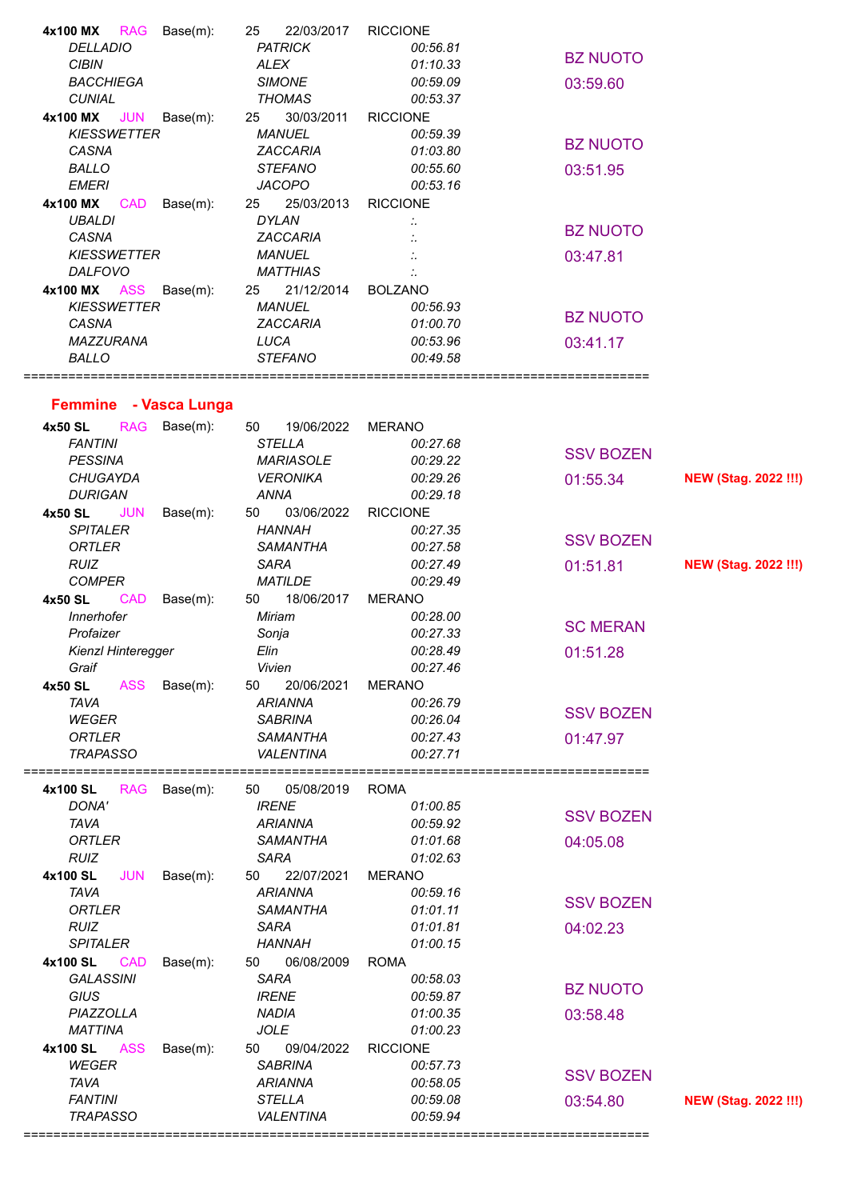| | | | | | |
|---|---|---|---|---|---|
| **4x100 MX** RAG Base(m): 25 22/03/2017 RICCIONE | | | | | |
| *DELLADIO* | *PATRICK* | *00:56.81* | BZ NUOTO | | |
| *CIBIN* | *ALEX* | *01:10.33* | 03:59.60 | | |
| *BACCHIEGA* | *SIMONE* | *00:59.09* | | | |
| *CUNIAL* | *THOMAS* | *00:53.37* | | | |
| **4x100 MX** JUN Base(m): 25 30/03/2011 RICCIONE | | | | | |
| *KIESSWETTER* | *MANUEL* | *00:59.39* | BZ NUOTO | | |
| *CASNA* | *ZACCARIA* | *01:03.80* | 03:51.95 | | |
| *BALLO* | *STEFANO* | *00:55.60* | | | |
| *EMERI* | *JACOPO* | *00:53.16* | | | |
| **4x100 MX** CAD Base(m): 25 25/03/2013 RICCIONE | | | | | |
| *UBALDI* | *DYLAN* | *:.* | BZ NUOTO | | |
| *CASNA* | *ZACCARIA* | *:.* | 03:47.81 | | |
| *KIESSWETTER* | *MANUEL* | *:.* | | | |
| *DALFOVO* | *MATTHIAS* | *:.* | | | |
| **4x100 MX** ASS Base(m): 25 21/12/2014 BOLZANO | | | | | |
| *KIESSWETTER* | *MANUEL* | *00:56.93* | BZ NUOTO | | |
| *CASNA* | *ZACCARIA* | *01:00.70* | 03:41.17 | | |
| *MAZZURANA* | *LUCA* | *00:53.96* | | | |
| *BALLO* | *STEFANO* | *00:49.58* | | | |

## Femmine - Vasca Lunga

| | | | | |
|---|---|---|---|---|
| **4x50 SL** RAG Base(m): 50 19/06/2022 MERANO | | | | |
| *FANTINI* | *STELLA* | *00:27.68* | SSV BOZEN | |
| *PESSINA* | *MARIASOLE* | *00:29.22* | 01:55.34 | **NEW (Stag. 2022 !!!)** |
| *CHUGAYDA* | *VERONIKA* | *00:29.26* | | |
| *DURIGAN* | *ANNA* | *00:29.18* | | |
| **4x50 SL** JUN Base(m): 50 03/06/2022 RICCIONE | | | | |
| *SPITALER* | *HANNAH* | *00:27.35* | SSV BOZEN | |
| *ORTLER* | *SAMANTHA* | *00:27.58* | 01:51.81 | **NEW (Stag. 2022 !!!)** |
| *RUIZ* | *SARA* | *00:27.49* | | |
| *COMPER* | *MATILDE* | *00:29.49* | | |
| **4x50 SL** CAD Base(m): 50 18/06/2017 MERANO | | | | |
| *Innerhofer* | *Miriam* | *00:28.00* | SC MERAN | |
| *Profaizer* | *Sonja* | *00:27.33* | 01:51.28 | |
| *Kienzl Hinteregger* | *Elin* | *00:28.49* | | |
| *Graif* | *Vivien* | *00:27.46* | | |
| **4x50 SL** ASS Base(m): 50 20/06/2021 MERANO | | | | |
| *TAVA* | *ARIANNA* | *00:26.79* | SSV BOZEN | |
| *WEGER* | *SABRINA* | *00:26.04* | 01:47.97 | |
| *ORTLER* | *SAMANTHA* | *00:27.43* | | |
| *TRAPASSO* | *VALENTINA* | *00:27.71* | | |

| | | | | |
|---|---|---|---|---|
| **4x100 SL** RAG Base(m): 50 05/08/2019 ROMA | | | | |
| *DONA'* | *IRENE* | *01:00.85* | SSV BOZEN | |
| *TAVA* | *ARIANNA* | *00:59.92* | 04:05.08 | |
| *ORTLER* | *SAMANTHA* | *01:01.68* | | |
| *RUIZ* | *SARA* | *01:02.63* | | |
| **4x100 SL** JUN Base(m): 50 22/07/2021 MERANO | | | | |
| *TAVA* | *ARIANNA* | *00:59.16* | SSV BOZEN | |
| *ORTLER* | *SAMANTHA* | *01:01.11* | 04:02.23 | |
| *RUIZ* | *SARA* | *01:01.81* | | |
| *SPITALER* | *HANNAH* | *01:00.15* | | |
| **4x100 SL** CAD Base(m): 50 06/08/2009 ROMA | | | | |
| *GALASSINI* | *SARA* | *00:58.03* | BZ NUOTO | |
| *GIUS* | *IRENE* | *00:59.87* | 03:58.48 | |
| *PIAZZOLLA* | *NADIA* | *01:00.35* | | |
| *MATTINA* | *JOLE* | *01:00.23* | | |
| **4x100 SL** ASS Base(m): 50 09/04/2022 RICCIONE | | | | |
| *WEGER* | *SABRINA* | *00:57.73* | SSV BOZEN | |
| *TAVA* | *ARIANNA* | *00:58.05* | 03:54.80 | **NEW (Stag. 2022 !!!)** |
| *FANTINI* | *STELLA* | *00:59.08* | | |
| *TRAPASSO* | *VALENTINA* | *00:59.94* | | |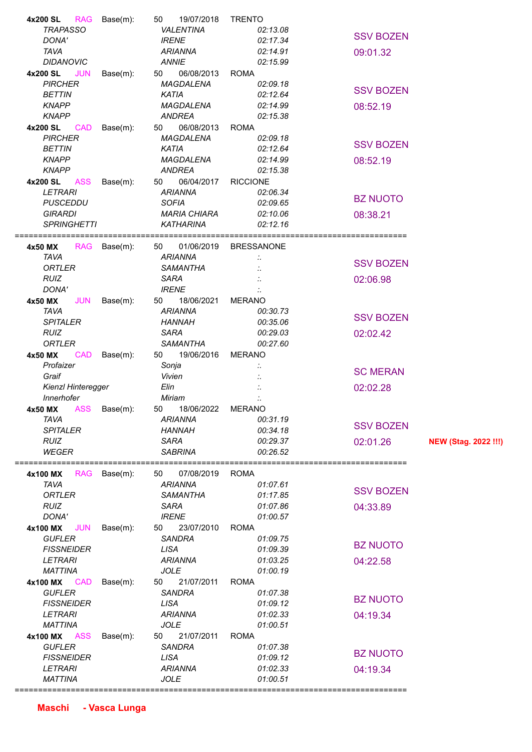| Event | Cat. | Base(m): | Date | Place | Time | Club / Total | Note |
|---|---|---|---|---|---|---|---|
| **4x200 SL** | RAG | 50 | 19/07/2018 | TRENTO | | SSV BOZEN | |
| *TRAPASSO* | | | *VALENTINA* | | *02:13.08* | 09:01.32 | |
| *DONA'* | | | *IRENE* | | *02:17.34* | | |
| *TAVA* | | | *ARIANNA* | | *02:14.91* | | |
| *DIDANOVIC* | | | *ANNIE* | | *02:15.99* | | |
| **4x200 SL** | JUN | 50 | 06/08/2013 | ROMA | | SSV BOZEN | |
| *PIRCHER* | | | *MAGDALENA* | | *02:09.18* | 08:52.19 | |
| *BETTIN* | | | *KATIA* | | *02:12.64* | | |
| *KNAPP* | | | *MAGDALENA* | | *02:14.99* | | |
| *KNAPP* | | | *ANDREA* | | *02:15.38* | | |
| **4x200 SL** | CAD | 50 | 06/08/2013 | ROMA | | SSV BOZEN | |
| *PIRCHER* | | | *MAGDALENA* | | *02:09.18* | 08:52.19 | |
| *BETTIN* | | | *KATIA* | | *02:12.64* | | |
| *KNAPP* | | | *MAGDALENA* | | *02:14.99* | | |
| *KNAPP* | | | *ANDREA* | | *02:15.38* | | |
| **4x200 SL** | ASS | 50 | 06/04/2017 | RICCIONE | | BZ NUOTO | |
| *LETRARI* | | | *ARIANNA* | | *02:06.34* | 08:38.21 | |
| *PUSCEDDU* | | | *SOFIA* | | *02:09.65* | | |
| *GIRARDI* | | | *MARIA CHIARA* | | *02:10.06* | | |
| *SPRINGHETTI* | | | *KATHARINA* | | *02:12.16* | | |

| Event | Cat. | Base(m): | Date | Place | Time | Club / Total | Note |
|---|---|---|---|---|---|---|---|
| **4x50 MX** | RAG | 50 | 01/06/2019 | BRESSANONE | | SSV BOZEN | |
| *TAVA* | | | *ARIANNA* | | *:.* | 02:06.98 | |
| *ORTLER* | | | *SAMANTHA* | | *:.* | | |
| *RUIZ* | | | *SARA* | | *:.* | | |
| *DONA'* | | | *IRENE* | | *:.* | | |
| **4x50 MX** | JUN | 50 | 18/06/2021 | MERANO | | SSV BOZEN | |
| *TAVA* | | | *ARIANNA* | | *00:30.73* | 02:02.42 | |
| *SPITALER* | | | *HANNAH* | | *00:35.06* | | |
| *RUIZ* | | | *SARA* | | *00:29.03* | | |
| *ORTLER* | | | *SAMANTHA* | | *00:27.60* | | |
| **4x50 MX** | CAD | 50 | 19/06/2016 | MERANO | | SC MERAN | |
| *Profaizer* | | | *Sonja* | | *:.* | 02:02.28 | |
| *Graif* | | | *Vivien* | | *:.* | | |
| *Kienzl Hinteregger* | | | *Elin* | | *:.* | | |
| *Innerhofer* | | | *Miriam* | | *:.* | | |
| **4x50 MX** | ASS | 50 | 18/06/2022 | MERANO | | SSV BOZEN | |
| *TAVA* | | | *ARIANNA* | | *00:31.19* | 02:01.26 | **NEW (Stag. 2022 !!!)** |
| *SPITALER* | | | *HANNAH* | | *00:34.18* | | |
| *RUIZ* | | | *SARA* | | *00:29.37* | | |
| *WEGER* | | | *SABRINA* | | *00:26.52* | | |

| Event | Cat. | Base(m): | Date | Place | Time | Club / Total |
|---|---|---|---|---|---|---|
| **4x100 MX** | RAG | 50 | 07/08/2019 | ROMA | | SSV BOZEN |
| *TAVA* | | | *ARIANNA* | | *01:07.61* | 04:33.89 |
| *ORTLER* | | | *SAMANTHA* | | *01:17.85* | |
| *RUIZ* | | | *SARA* | | *01:07.86* | |
| *DONA'* | | | *IRENE* | | *01:00.57* | |
| **4x100 MX** | JUN | 50 | 23/07/2010 | ROMA | | BZ NUOTO |
| *GUFLER* | | | *SANDRA* | | *01:09.75* | 04:22.58 |
| *FISSNEIDER* | | | *LISA* | | *01:09.39* | |
| *LETRARI* | | | *ARIANNA* | | *01:03.25* | |
| *MATTINA* | | | *JOLE* | | *01:00.19* | |
| **4x100 MX** | CAD | 50 | 21/07/2011 | ROMA | | BZ NUOTO |
| *GUFLER* | | | *SANDRA* | | *01:07.38* | 04:19.34 |
| *FISSNEIDER* | | | *LISA* | | *01:09.12* | |
| *LETRARI* | | | *ARIANNA* | | *01:02.33* | |
| *MATTINA* | | | *JOLE* | | *01:00.51* | |
| **4x100 MX** | ASS | 50 | 21/07/2011 | ROMA | | BZ NUOTO |
| *GUFLER* | | | *SANDRA* | | *01:07.38* | 04:19.34 |
| *FISSNEIDER* | | | *LISA* | | *01:09.12* | |
| *LETRARI* | | | *ARIANNA* | | *01:02.33* | |
| *MATTINA* | | | *JOLE* | | *01:00.51* | |

## Maschi - Vasca Lunga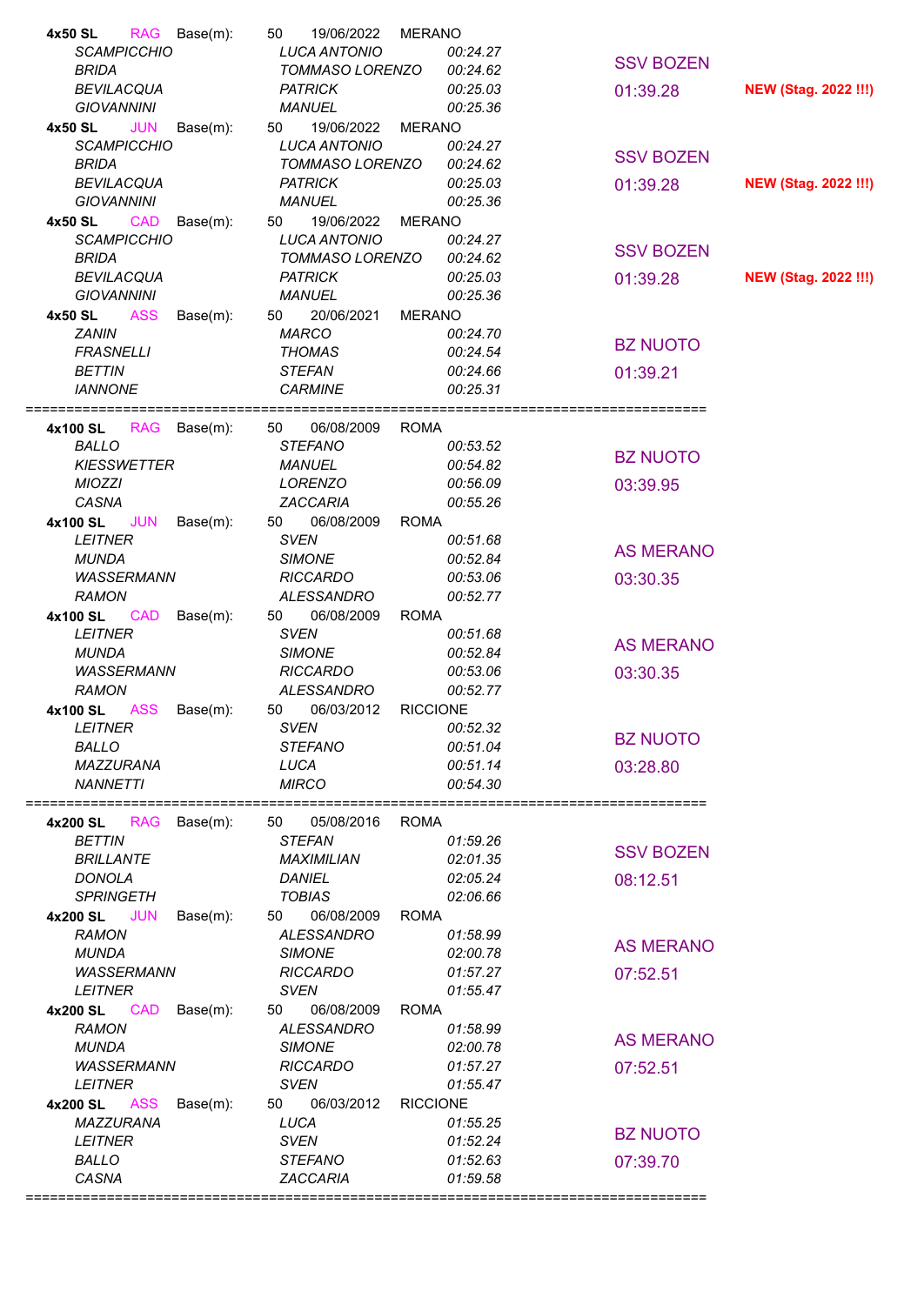| Event | Cat. | Base(m): | | Date | Place | | | |
|---|---|---|---|---|---|---|---|---|
| **4x50 SL** | RAG | Base(m): | 50 | 19/06/2022 | MERANO | | | |
| | *SCAMPICCHIO* | | *LUCA ANTONIO* | | *00:24.27* | | | |
| | *BRIDA* | | *TOMMASO LORENZO* | | *00:24.62* | SSV BOZEN | | |
| | *BEVILACQUA* | | *PATRICK* | | *00:25.03* | 01:39.28 | **NEW (Stag. 2022 !!!)** | |
| | *GIOVANNINI* | | *MANUEL* | | *00:25.36* | | | |
| **4x50 SL** | JUN | Base(m): | 50 | 19/06/2022 | MERANO | | | |
| | *SCAMPICCHIO* | | *LUCA ANTONIO* | | *00:24.27* | | | |
| | *BRIDA* | | *TOMMASO LORENZO* | | *00:24.62* | SSV BOZEN | | |
| | *BEVILACQUA* | | *PATRICK* | | *00:25.03* | 01:39.28 | **NEW (Stag. 2022 !!!)** | |
| | *GIOVANNINI* | | *MANUEL* | | *00:25.36* | | | |
| **4x50 SL** | CAD | Base(m): | 50 | 19/06/2022 | MERANO | | | |
| | *SCAMPICCHIO* | | *LUCA ANTONIO* | | *00:24.27* | | | |
| | *BRIDA* | | *TOMMASO LORENZO* | | *00:24.62* | SSV BOZEN | | |
| | *BEVILACQUA* | | *PATRICK* | | *00:25.03* | 01:39.28 | **NEW (Stag. 2022 !!!)** | |
| | *GIOVANNINI* | | *MANUEL* | | *00:25.36* | | | |
| **4x50 SL** | ASS | Base(m): | 50 | 20/06/2021 | MERANO | | | |
| | *ZANIN* | | *MARCO* | | *00:24.70* | | | |
| | *FRASNELLI* | | *THOMAS* | | *00:24.54* | BZ NUOTO | | |
| | *BETTIN* | | *STEFAN* | | *00:24.66* | 01:39.21 | | |
| | *IANNONE* | | *CARMINE* | | *00:25.31* | | | |

| Event | Cat. | Base(m): | | Date | Place | | |
|---|---|---|---|---|---|---|---|
| **4x100 SL** | RAG | Base(m): | 50 | 06/08/2009 | ROMA | | |
| | *BALLO* | | *STEFANO* | | *00:53.52* | | |
| | *KIESSWETTER* | | *MANUEL* | | *00:54.82* | BZ NUOTO | |
| | *MIOZZI* | | *LORENZO* | | *00:56.09* | 03:39.95 | |
| | *CASNA* | | *ZACCARIA* | | *00:55.26* | | |
| **4x100 SL** | JUN | Base(m): | 50 | 06/08/2009 | ROMA | | |
| | *LEITNER* | | *SVEN* | | *00:51.68* | | |
| | *MUNDA* | | *SIMONE* | | *00:52.84* | AS MERANO | |
| | *WASSERMANN* | | *RICCARDO* | | *00:53.06* | 03:30.35 | |
| | *RAMON* | | *ALESSANDRO* | | *00:52.77* | | |
| **4x100 SL** | CAD | Base(m): | 50 | 06/08/2009 | ROMA | | |
| | *LEITNER* | | *SVEN* | | *00:51.68* | | |
| | *MUNDA* | | *SIMONE* | | *00:52.84* | AS MERANO | |
| | *WASSERMANN* | | *RICCARDO* | | *00:53.06* | 03:30.35 | |
| | *RAMON* | | *ALESSANDRO* | | *00:52.77* | | |
| **4x100 SL** | ASS | Base(m): | 50 | 06/03/2012 | RICCIONE | | |
| | *LEITNER* | | *SVEN* | | *00:52.32* | | |
| | *BALLO* | | *STEFANO* | | *00:51.04* | BZ NUOTO | |
| | *MAZZURANA* | | *LUCA* | | *00:51.14* | 03:28.80 | |
| | *NANNETTI* | | *MIRCO* | | *00:54.30* | | |

| Event | Cat. | Base(m): | | Date | Place | | |
|---|---|---|---|---|---|---|---|
| **4x200 SL** | RAG | Base(m): | 50 | 05/08/2016 | ROMA | | |
| | *BETTIN* | | *STEFAN* | | *01:59.26* | | |
| | *BRILLANTE* | | *MAXIMILIAN* | | *02:01.35* | SSV BOZEN | |
| | *DONOLA* | | *DANIEL* | | *02:05.24* | 08:12.51 | |
| | *SPRINGETH* | | *TOBIAS* | | *02:06.66* | | |
| **4x200 SL** | JUN | Base(m): | 50 | 06/08/2009 | ROMA | | |
| | *RAMON* | | *ALESSANDRO* | | *01:58.99* | | |
| | *MUNDA* | | *SIMONE* | | *02:00.78* | AS MERANO | |
| | *WASSERMANN* | | *RICCARDO* | | *01:57.27* | 07:52.51 | |
| | *LEITNER* | | *SVEN* | | *01:55.47* | | |
| **4x200 SL** | CAD | Base(m): | 50 | 06/08/2009 | ROMA | | |
| | *RAMON* | | *ALESSANDRO* | | *01:58.99* | | |
| | *MUNDA* | | *SIMONE* | | *02:00.78* | AS MERANO | |
| | *WASSERMANN* | | *RICCARDO* | | *01:57.27* | 07:52.51 | |
| | *LEITNER* | | *SVEN* | | *01:55.47* | | |
| **4x200 SL** | ASS | Base(m): | 50 | 06/03/2012 | RICCIONE | | |
| | *MAZZURANA* | | *LUCA* | | *01:55.25* | | |
| | *LEITNER* | | *SVEN* | | *01:52.24* | BZ NUOTO | |
| | *BALLO* | | *STEFANO* | | *01:52.63* | 07:39.70 | |
| | *CASNA* | | *ZACCARIA* | | *01:59.58* | | |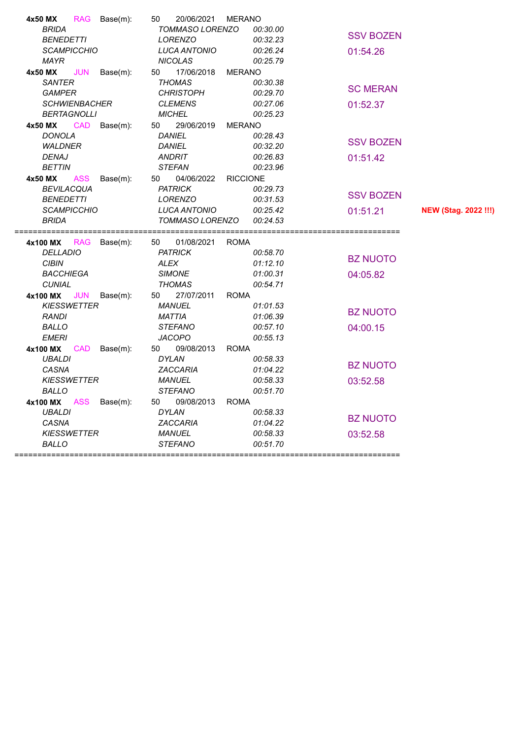| | | | | | | |
|---|---|---|---|---|---|---|
| **4x50 MX** | RAG | Base(m): | 50 | 20/06/2021 | MERANO | |
| *BRIDA* | *TOMMASO LORENZO* | *00:30.00* | | SSV BOZEN | | |
| *BENEDETTI* | *LORENZO* | *00:32.23* | | | | |
| *SCAMPICCHIO* | *LUCA ANTONIO* | *00:26.24* | | 01:54.26 | | |
| *MAYR* | *NICOLAS* | *00:25.79* | | | | |
| **4x50 MX** | JUN | Base(m): | 50 | 17/06/2018 | MERANO | |
| *SANTER* | *THOMAS* | *00:30.38* | | SC MERAN | | |
| *GAMPER* | *CHRISTOPH* | *00:29.70* | | | | |
| *SCHWIENBACHER* | *CLEMENS* | *00:27.06* | | 01:52.37 | | |
| *BERTAGNOLLI* | *MICHEL* | *00:25.23* | | | | |
| **4x50 MX** | CAD | Base(m): | 50 | 29/06/2019 | MERANO | |
| *DONOLA* | *DANIEL* | *00:28.43* | | SSV BOZEN | | |
| *WALDNER* | *DANIEL* | *00:32.20* | | | | |
| *DENAJ* | *ANDRIT* | *00:26.83* | | 01:51.42 | | |
| *BETTIN* | *STEFAN* | *00:23.96* | | | | |
| **4x50 MX** | ASS | Base(m): | 50 | 04/06/2022 | RICCIONE | |
| *BEVILACQUA* | *PATRICK* | *00:29.73* | | SSV BOZEN | | |
| *BENEDETTI* | *LORENZO* | *00:31.53* | | | | |
| *SCAMPICCHIO* | *LUCA ANTONIO* | *00:25.42* | | 01:51.21 | | **NEW (Stag. 2022 !!!)** |
| *BRIDA* | *TOMMASO LORENZO* | *00:24.53* | | | | |

================================================================================

| | | | | | | |
|---|---|---|---|---|---|---|
| **4x100 MX** | RAG | Base(m): | 50 | 01/08/2021 | ROMA | |
| *DELLADIO* | *PATRICK* | *00:58.70* | | BZ NUOTO | | |
| *CIBIN* | *ALEX* | *01:12.10* | | | | |
| *BACCHIEGA* | *SIMONE* | *01:00.31* | | 04:05.82 | | |
| *CUNIAL* | *THOMAS* | *00:54.71* | | | | |
| **4x100 MX** | JUN | Base(m): | 50 | 27/07/2011 | ROMA | |
| *KIESSWETTER* | *MANUEL* | *01:01.53* | | BZ NUOTO | | |
| *RANDI* | *MATTIA* | *01:06.39* | | | | |
| *BALLO* | *STEFANO* | *00:57.10* | | 04:00.15 | | |
| *EMERI* | *JACOPO* | *00:55.13* | | | | |
| **4x100 MX** | CAD | Base(m): | 50 | 09/08/2013 | ROMA | |
| *UBALDI* | *DYLAN* | *00:58.33* | | BZ NUOTO | | |
| *CASNA* | *ZACCARIA* | *01:04.22* | | | | |
| *KIESSWETTER* | *MANUEL* | *00:58.33* | | 03:52.58 | | |
| *BALLO* | *STEFANO* | *00:51.70* | | | | |
| **4x100 MX** | ASS | Base(m): | 50 | 09/08/2013 | ROMA | |
| *UBALDI* | *DYLAN* | *00:58.33* | | BZ NUOTO | | |
| *CASNA* | *ZACCARIA* | *01:04.22* | | | | |
| *KIESSWETTER* | *MANUEL* | *00:58.33* | | 03:52.58 | | |
| *BALLO* | *STEFANO* | *00:51.70* | | | | |

================================================================================